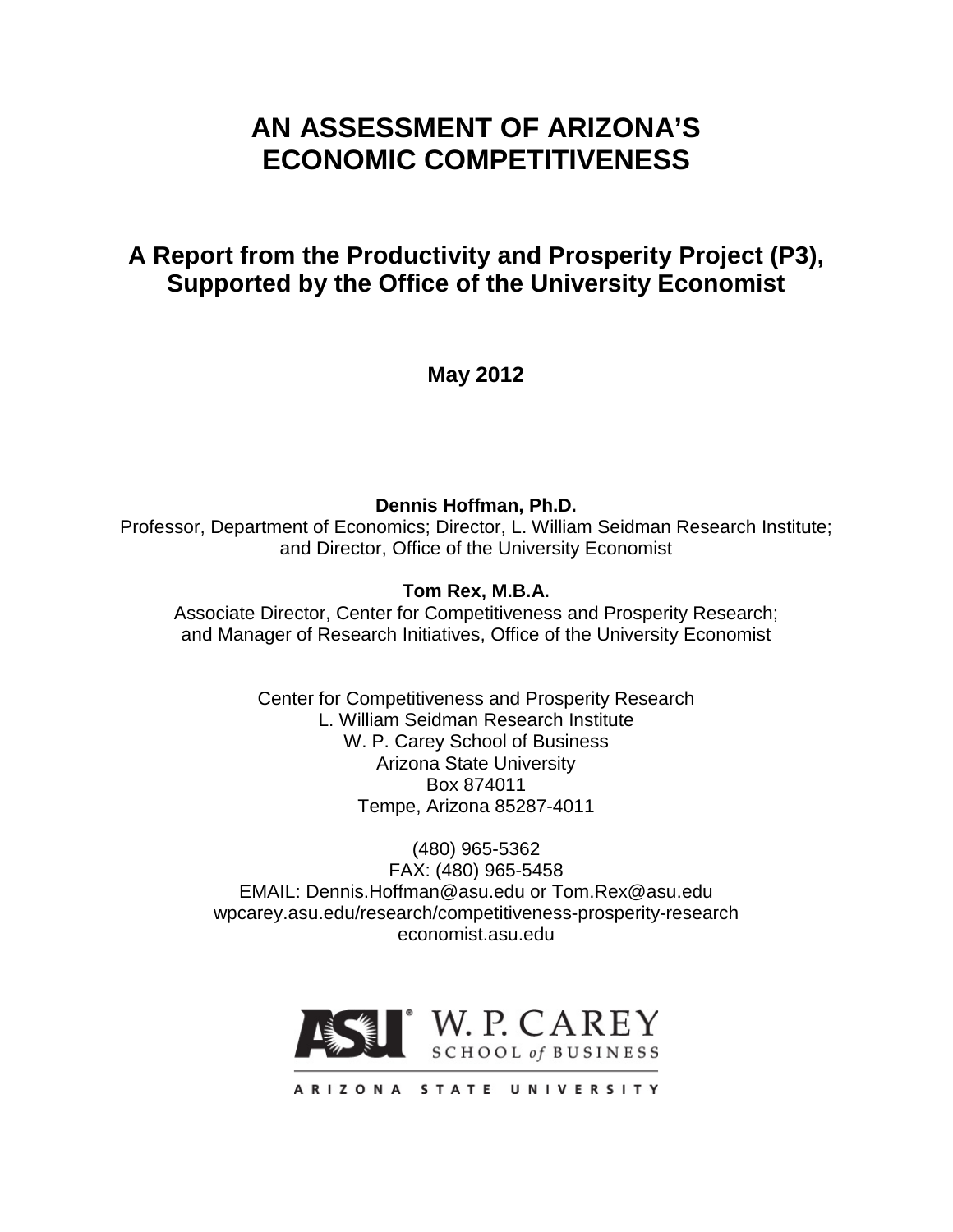# AN ASSESSMENT OF ARIZONA'S ECONOMIC COMPETITIVENESS

## A Report from the Productivity and Prosperity Project (P3), Supported by the Office of the University Economist

**May 2012**

**Dennis Hoffman, Ph.D.**
Professor, Department of Economics; Director, L. William Seidman Research Institute; and Director, Office of the University Economist

**Tom Rex, M.B.A.**
Associate Director, Center for Competitiveness and Prosperity Research; and Manager of Research Initiatives, Office of the University Economist

Center for Competitiveness and Prosperity Research
L. William Seidman Research Institute
W. P. Carey School of Business
Arizona State University
Box 874011
Tempe, Arizona 85287-4011

(480) 965-5362
FAX: (480) 965-5458
EMAIL: Dennis.Hoffman@asu.edu or Tom.Rex@asu.edu
wpcarey.asu.edu/research/competitiveness-prosperity-research
economist.asu.edu

ASU W. P. CAREY SCHOOL of BUSINESS
ARIZONA STATE UNIVERSITY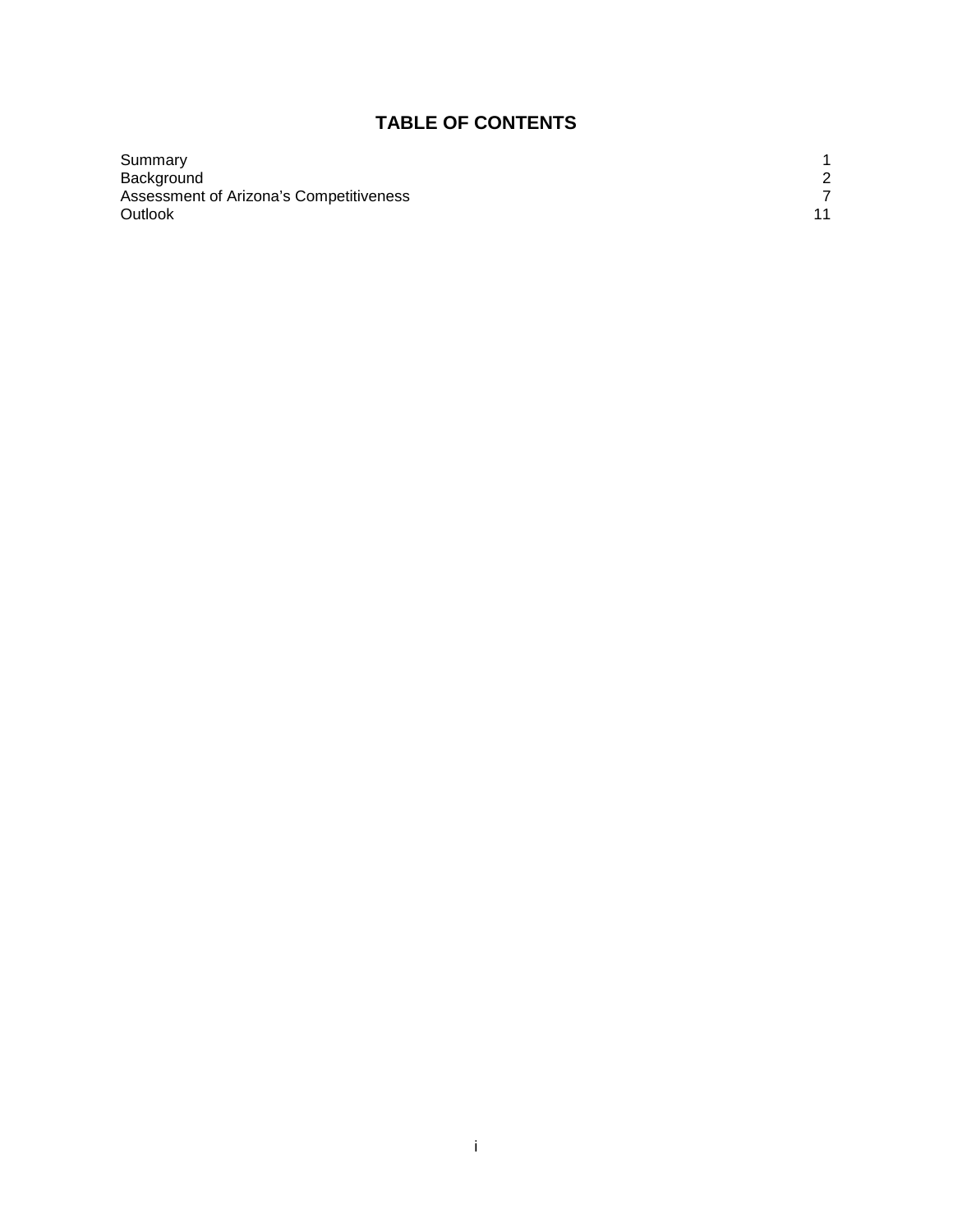# TABLE OF CONTENTS

| | |
|---|---|
| Summary | 1 |
| Background | 2 |
| Assessment of Arizona's Competitiveness | 7 |
| Outlook | 11 |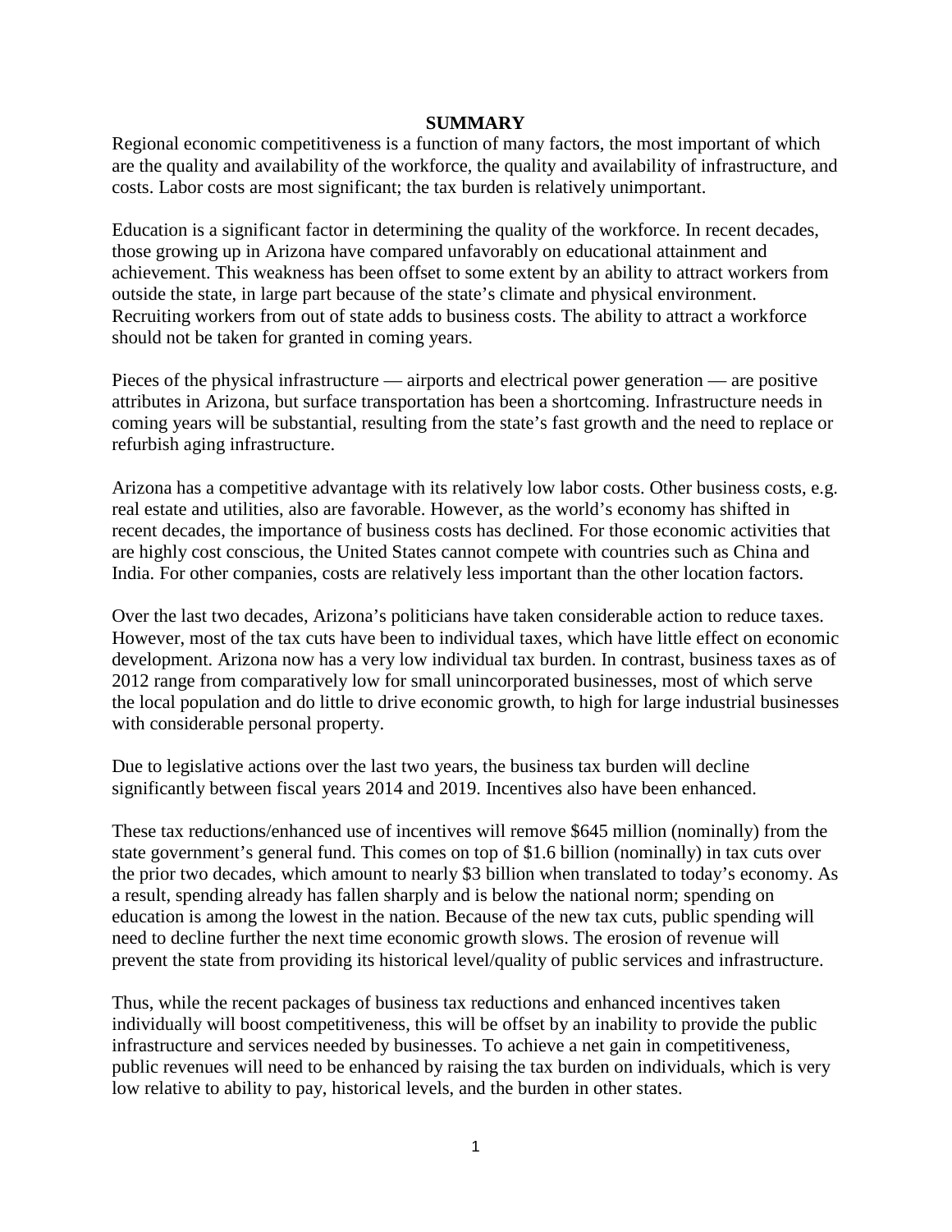# SUMMARY

Regional economic competitiveness is a function of many factors, the most important of which are the quality and availability of the workforce, the quality and availability of infrastructure, and costs. Labor costs are most significant; the tax burden is relatively unimportant.

Education is a significant factor in determining the quality of the workforce. In recent decades, those growing up in Arizona have compared unfavorably on educational attainment and achievement. This weakness has been offset to some extent by an ability to attract workers from outside the state, in large part because of the state's climate and physical environment. Recruiting workers from out of state adds to business costs. The ability to attract a workforce should not be taken for granted in coming years.

Pieces of the physical infrastructure — airports and electrical power generation — are positive attributes in Arizona, but surface transportation has been a shortcoming. Infrastructure needs in coming years will be substantial, resulting from the state's fast growth and the need to replace or refurbish aging infrastructure.

Arizona has a competitive advantage with its relatively low labor costs. Other business costs, e.g. real estate and utilities, also are favorable. However, as the world's economy has shifted in recent decades, the importance of business costs has declined. For those economic activities that are highly cost conscious, the United States cannot compete with countries such as China and India. For other companies, costs are relatively less important than the other location factors.

Over the last two decades, Arizona's politicians have taken considerable action to reduce taxes. However, most of the tax cuts have been to individual taxes, which have little effect on economic development. Arizona now has a very low individual tax burden. In contrast, business taxes as of 2012 range from comparatively low for small unincorporated businesses, most of which serve the local population and do little to drive economic growth, to high for large industrial businesses with considerable personal property.

Due to legislative actions over the last two years, the business tax burden will decline significantly between fiscal years 2014 and 2019. Incentives also have been enhanced.

These tax reductions/enhanced use of incentives will remove $645 million (nominally) from the state government's general fund. This comes on top of $1.6 billion (nominally) in tax cuts over the prior two decades, which amount to nearly $3 billion when translated to today's economy. As a result, spending already has fallen sharply and is below the national norm; spending on education is among the lowest in the nation. Because of the new tax cuts, public spending will need to decline further the next time economic growth slows. The erosion of revenue will prevent the state from providing its historical level/quality of public services and infrastructure.

Thus, while the recent packages of business tax reductions and enhanced incentives taken individually will boost competitiveness, this will be offset by an inability to provide the public infrastructure and services needed by businesses. To achieve a net gain in competitiveness, public revenues will need to be enhanced by raising the tax burden on individuals, which is very low relative to ability to pay, historical levels, and the burden in other states.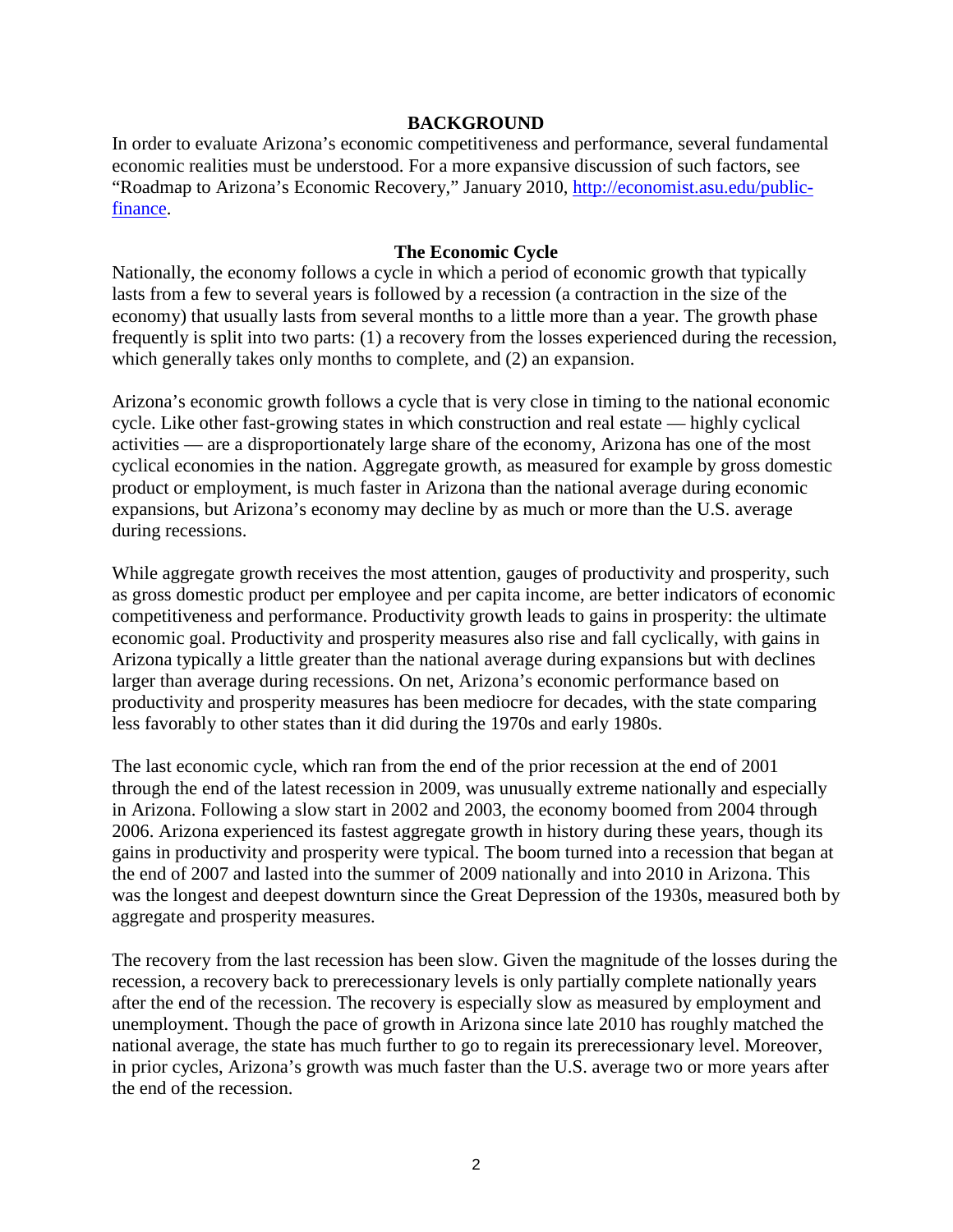## BACKGROUND

In order to evaluate Arizona's economic competitiveness and performance, several fundamental economic realities must be understood. For a more expansive discussion of such factors, see "Roadmap to Arizona's Economic Recovery," January 2010, http://economist.asu.edu/public-finance.

### The Economic Cycle

Nationally, the economy follows a cycle in which a period of economic growth that typically lasts from a few to several years is followed by a recession (a contraction in the size of the economy) that usually lasts from several months to a little more than a year. The growth phase frequently is split into two parts: (1) a recovery from the losses experienced during the recession, which generally takes only months to complete, and (2) an expansion.

Arizona's economic growth follows a cycle that is very close in timing to the national economic cycle. Like other fast-growing states in which construction and real estate — highly cyclical activities — are a disproportionately large share of the economy, Arizona has one of the most cyclical economies in the nation. Aggregate growth, as measured for example by gross domestic product or employment, is much faster in Arizona than the national average during economic expansions, but Arizona's economy may decline by as much or more than the U.S. average during recessions.

While aggregate growth receives the most attention, gauges of productivity and prosperity, such as gross domestic product per employee and per capita income, are better indicators of economic competitiveness and performance. Productivity growth leads to gains in prosperity: the ultimate economic goal. Productivity and prosperity measures also rise and fall cyclically, with gains in Arizona typically a little greater than the national average during expansions but with declines larger than average during recessions. On net, Arizona's economic performance based on productivity and prosperity measures has been mediocre for decades, with the state comparing less favorably to other states than it did during the 1970s and early 1980s.

The last economic cycle, which ran from the end of the prior recession at the end of 2001 through the end of the latest recession in 2009, was unusually extreme nationally and especially in Arizona. Following a slow start in 2002 and 2003, the economy boomed from 2004 through 2006. Arizona experienced its fastest aggregate growth in history during these years, though its gains in productivity and prosperity were typical. The boom turned into a recession that began at the end of 2007 and lasted into the summer of 2009 nationally and into 2010 in Arizona. This was the longest and deepest downturn since the Great Depression of the 1930s, measured both by aggregate and prosperity measures.

The recovery from the last recession has been slow. Given the magnitude of the losses during the recession, a recovery back to prerecessionary levels is only partially complete nationally years after the end of the recession. The recovery is especially slow as measured by employment and unemployment. Though the pace of growth in Arizona since late 2010 has roughly matched the national average, the state has much further to go to regain its prerecessionary level. Moreover, in prior cycles, Arizona's growth was much faster than the U.S. average two or more years after the end of the recession.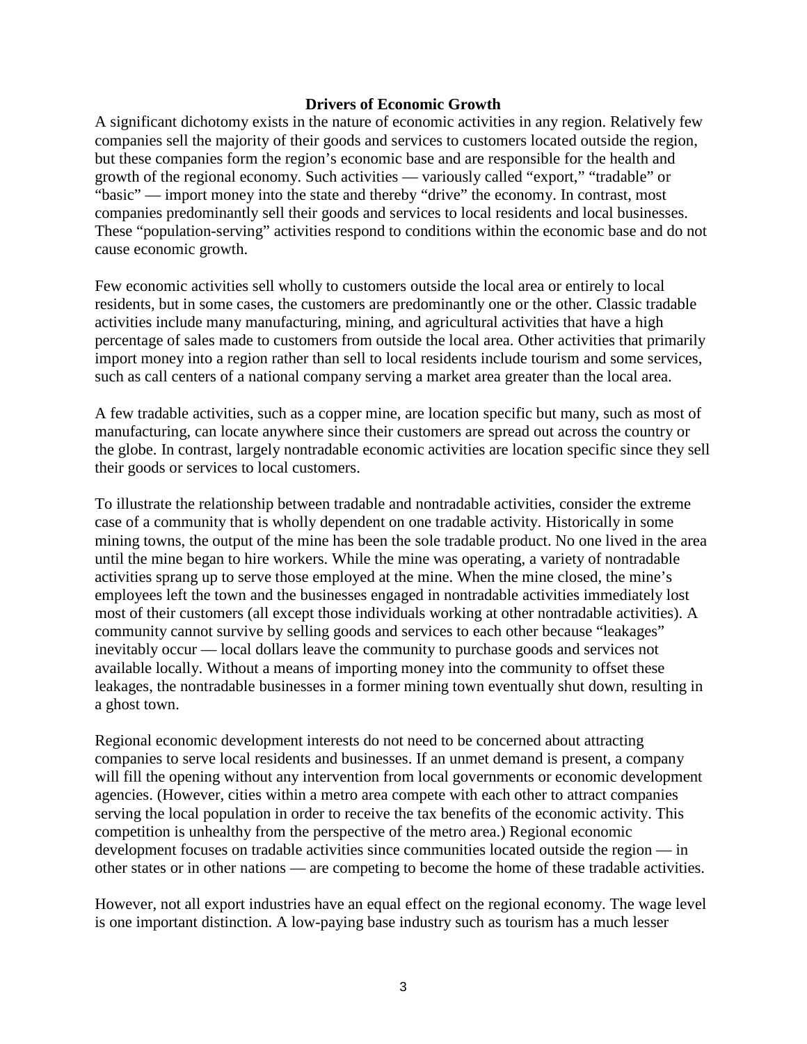**Drivers of Economic Growth**

A significant dichotomy exists in the nature of economic activities in any region. Relatively few companies sell the majority of their goods and services to customers located outside the region, but these companies form the region's economic base and are responsible for the health and growth of the regional economy. Such activities — variously called "export," "tradable" or "basic" — import money into the state and thereby "drive" the economy. In contrast, most companies predominantly sell their goods and services to local residents and local businesses. These "population-serving" activities respond to conditions within the economic base and do not cause economic growth.

Few economic activities sell wholly to customers outside the local area or entirely to local residents, but in some cases, the customers are predominantly one or the other. Classic tradable activities include many manufacturing, mining, and agricultural activities that have a high percentage of sales made to customers from outside the local area. Other activities that primarily import money into a region rather than sell to local residents include tourism and some services, such as call centers of a national company serving a market area greater than the local area.

A few tradable activities, such as a copper mine, are location specific but many, such as most of manufacturing, can locate anywhere since their customers are spread out across the country or the globe. In contrast, largely nontradable economic activities are location specific since they sell their goods or services to local customers.

To illustrate the relationship between tradable and nontradable activities, consider the extreme case of a community that is wholly dependent on one tradable activity. Historically in some mining towns, the output of the mine has been the sole tradable product. No one lived in the area until the mine began to hire workers. While the mine was operating, a variety of nontradable activities sprang up to serve those employed at the mine. When the mine closed, the mine's employees left the town and the businesses engaged in nontradable activities immediately lost most of their customers (all except those individuals working at other nontradable activities). A community cannot survive by selling goods and services to each other because "leakages" inevitably occur — local dollars leave the community to purchase goods and services not available locally. Without a means of importing money into the community to offset these leakages, the nontradable businesses in a former mining town eventually shut down, resulting in a ghost town.

Regional economic development interests do not need to be concerned about attracting companies to serve local residents and businesses. If an unmet demand is present, a company will fill the opening without any intervention from local governments or economic development agencies. (However, cities within a metro area compete with each other to attract companies serving the local population in order to receive the tax benefits of the economic activity. This competition is unhealthy from the perspective of the metro area.) Regional economic development focuses on tradable activities since communities located outside the region — in other states or in other nations — are competing to become the home of these tradable activities.

However, not all export industries have an equal effect on the regional economy. The wage level is one important distinction. A low-paying base industry such as tourism has a much lesser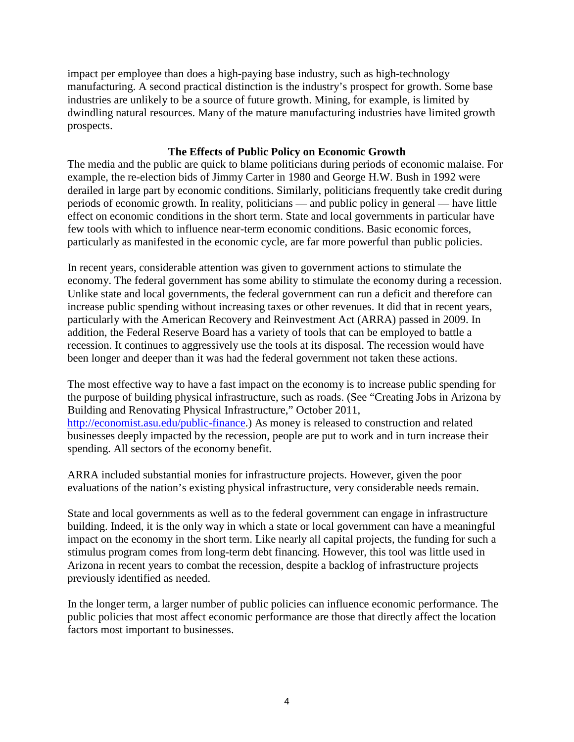impact per employee than does a high-paying base industry, such as high-technology manufacturing. A second practical distinction is the industry's prospect for growth. Some base industries are unlikely to be a source of future growth. Mining, for example, is limited by dwindling natural resources. Many of the mature manufacturing industries have limited growth prospects.

## The Effects of Public Policy on Economic Growth

The media and the public are quick to blame politicians during periods of economic malaise. For example, the re-election bids of Jimmy Carter in 1980 and George H.W. Bush in 1992 were derailed in large part by economic conditions. Similarly, politicians frequently take credit during periods of economic growth. In reality, politicians — and public policy in general — have little effect on economic conditions in the short term. State and local governments in particular have few tools with which to influence near-term economic conditions. Basic economic forces, particularly as manifested in the economic cycle, are far more powerful than public policies.

In recent years, considerable attention was given to government actions to stimulate the economy. The federal government has some ability to stimulate the economy during a recession. Unlike state and local governments, the federal government can run a deficit and therefore can increase public spending without increasing taxes or other revenues. It did that in recent years, particularly with the American Recovery and Reinvestment Act (ARRA) passed in 2009. In addition, the Federal Reserve Board has a variety of tools that can be employed to battle a recession. It continues to aggressively use the tools at its disposal. The recession would have been longer and deeper than it was had the federal government not taken these actions.

The most effective way to have a fast impact on the economy is to increase public spending for the purpose of building physical infrastructure, such as roads. (See "Creating Jobs in Arizona by Building and Renovating Physical Infrastructure," October 2011, http://economist.asu.edu/public-finance.) As money is released to construction and related businesses deeply impacted by the recession, people are put to work and in turn increase their spending. All sectors of the economy benefit.

ARRA included substantial monies for infrastructure projects. However, given the poor evaluations of the nation's existing physical infrastructure, very considerable needs remain.

State and local governments as well as to the federal government can engage in infrastructure building. Indeed, it is the only way in which a state or local government can have a meaningful impact on the economy in the short term. Like nearly all capital projects, the funding for such a stimulus program comes from long-term debt financing. However, this tool was little used in Arizona in recent years to combat the recession, despite a backlog of infrastructure projects previously identified as needed.

In the longer term, a larger number of public policies can influence economic performance. The public policies that most affect economic performance are those that directly affect the location factors most important to businesses.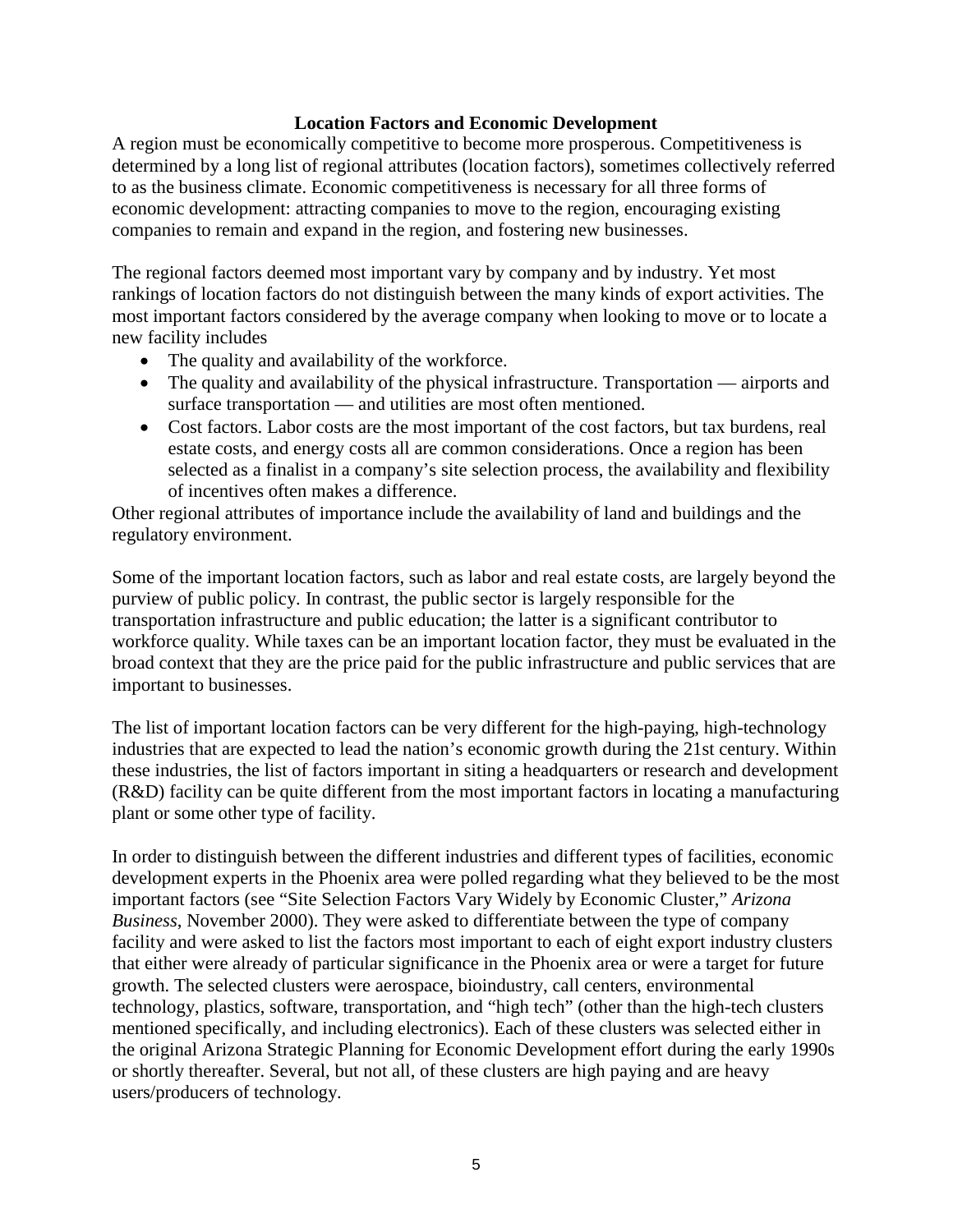## Location Factors and Economic Development

A region must be economically competitive to become more prosperous. Competitiveness is determined by a long list of regional attributes (location factors), sometimes collectively referred to as the business climate. Economic competitiveness is necessary for all three forms of economic development: attracting companies to move to the region, encouraging existing companies to remain and expand in the region, and fostering new businesses.

The regional factors deemed most important vary by company and by industry. Yet most rankings of location factors do not distinguish between the many kinds of export activities. The most important factors considered by the average company when looking to move or to locate a new facility includes

- The quality and availability of the workforce.
- The quality and availability of the physical infrastructure. Transportation — airports and surface transportation — and utilities are most often mentioned.
- Cost factors. Labor costs are the most important of the cost factors, but tax burdens, real estate costs, and energy costs all are common considerations. Once a region has been selected as a finalist in a company's site selection process, the availability and flexibility of incentives often makes a difference.

Other regional attributes of importance include the availability of land and buildings and the regulatory environment.

Some of the important location factors, such as labor and real estate costs, are largely beyond the purview of public policy. In contrast, the public sector is largely responsible for the transportation infrastructure and public education; the latter is a significant contributor to workforce quality. While taxes can be an important location factor, they must be evaluated in the broad context that they are the price paid for the public infrastructure and public services that are important to businesses.

The list of important location factors can be very different for the high-paying, high-technology industries that are expected to lead the nation's economic growth during the 21st century. Within these industries, the list of factors important in siting a headquarters or research and development (R&D) facility can be quite different from the most important factors in locating a manufacturing plant or some other type of facility.

In order to distinguish between the different industries and different types of facilities, economic development experts in the Phoenix area were polled regarding what they believed to be the most important factors (see "Site Selection Factors Vary Widely by Economic Cluster," *Arizona Business*, November 2000). They were asked to differentiate between the type of company facility and were asked to list the factors most important to each of eight export industry clusters that either were already of particular significance in the Phoenix area or were a target for future growth. The selected clusters were aerospace, bioindustry, call centers, environmental technology, plastics, software, transportation, and "high tech" (other than the high-tech clusters mentioned specifically, and including electronics). Each of these clusters was selected either in the original Arizona Strategic Planning for Economic Development effort during the early 1990s or shortly thereafter. Several, but not all, of these clusters are high paying and are heavy users/producers of technology.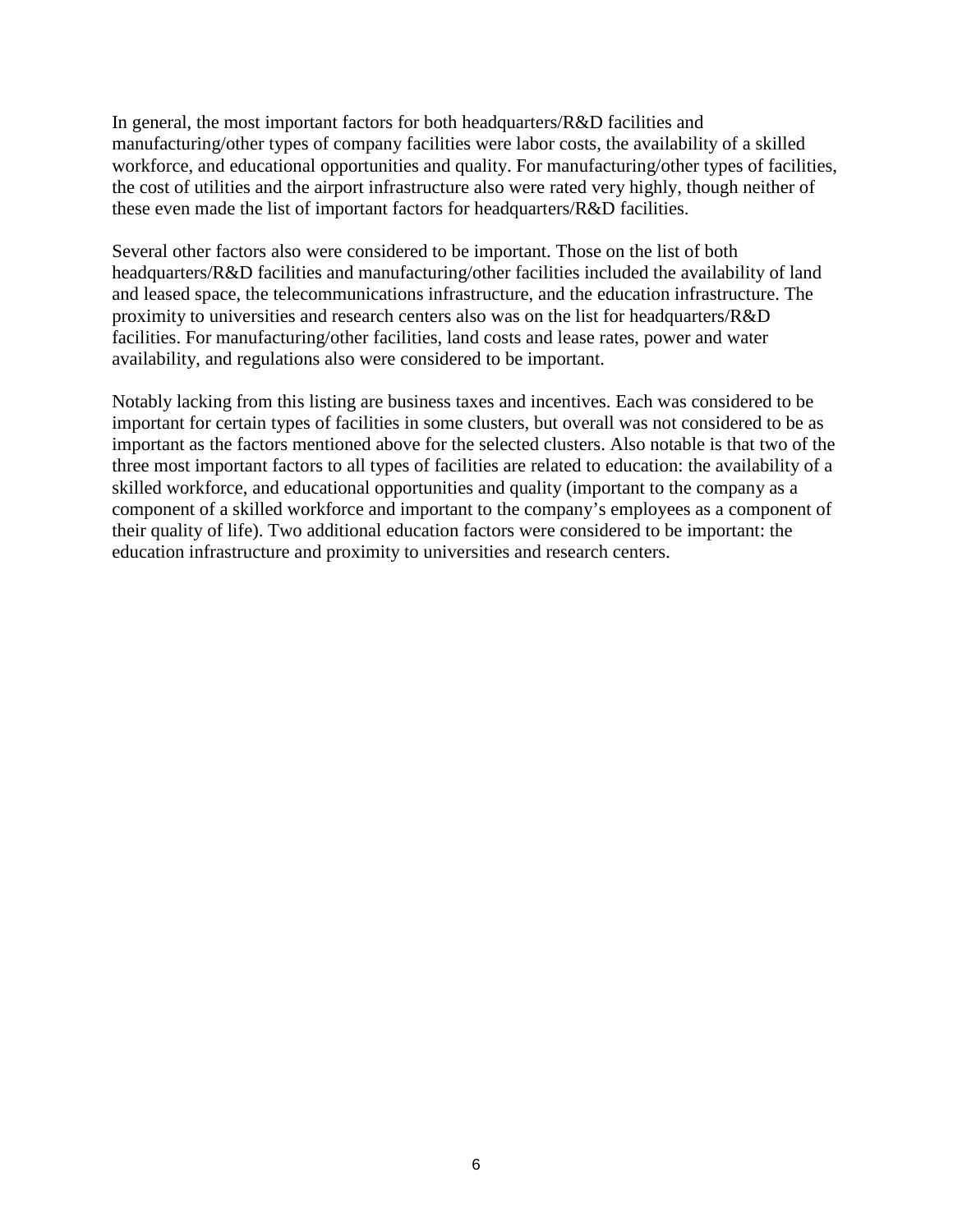In general, the most important factors for both headquarters/R&D facilities and manufacturing/other types of company facilities were labor costs, the availability of a skilled workforce, and educational opportunities and quality. For manufacturing/other types of facilities, the cost of utilities and the airport infrastructure also were rated very highly, though neither of these even made the list of important factors for headquarters/R&D facilities.

Several other factors also were considered to be important. Those on the list of both headquarters/R&D facilities and manufacturing/other facilities included the availability of land and leased space, the telecommunications infrastructure, and the education infrastructure. The proximity to universities and research centers also was on the list for headquarters/R&D facilities. For manufacturing/other facilities, land costs and lease rates, power and water availability, and regulations also were considered to be important.

Notably lacking from this listing are business taxes and incentives. Each was considered to be important for certain types of facilities in some clusters, but overall was not considered to be as important as the factors mentioned above for the selected clusters. Also notable is that two of the three most important factors to all types of facilities are related to education: the availability of a skilled workforce, and educational opportunities and quality (important to the company as a component of a skilled workforce and important to the company's employees as a component of their quality of life). Two additional education factors were considered to be important: the education infrastructure and proximity to universities and research centers.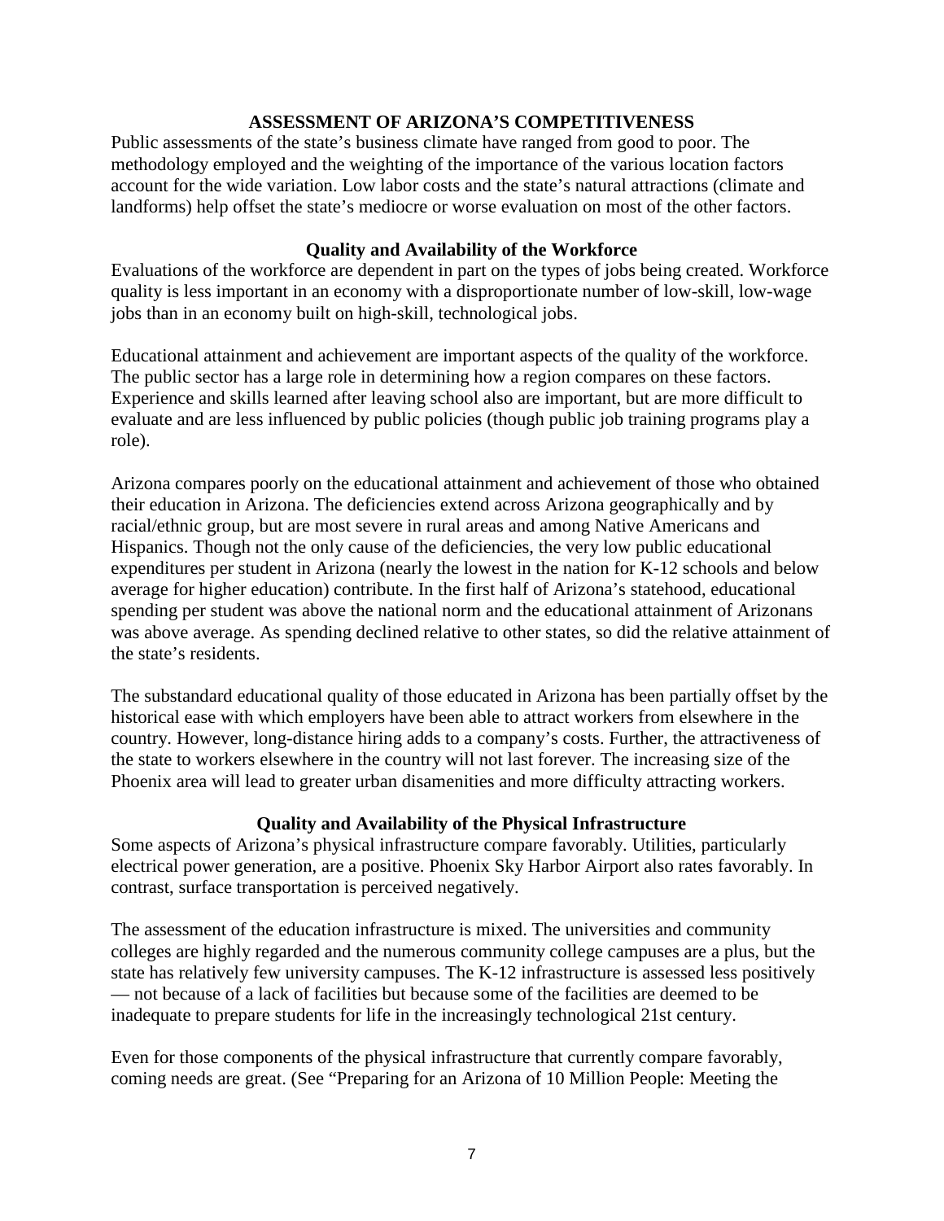## ASSESSMENT OF ARIZONA'S COMPETITIVENESS

Public assessments of the state's business climate have ranged from good to poor. The methodology employed and the weighting of the importance of the various location factors account for the wide variation. Low labor costs and the state's natural attractions (climate and landforms) help offset the state's mediocre or worse evaluation on most of the other factors.

### Quality and Availability of the Workforce

Evaluations of the workforce are dependent in part on the types of jobs being created. Workforce quality is less important in an economy with a disproportionate number of low-skill, low-wage jobs than in an economy built on high-skill, technological jobs.

Educational attainment and achievement are important aspects of the quality of the workforce. The public sector has a large role in determining how a region compares on these factors. Experience and skills learned after leaving school also are important, but are more difficult to evaluate and are less influenced by public policies (though public job training programs play a role).

Arizona compares poorly on the educational attainment and achievement of those who obtained their education in Arizona. The deficiencies extend across Arizona geographically and by racial/ethnic group, but are most severe in rural areas and among Native Americans and Hispanics. Though not the only cause of the deficiencies, the very low public educational expenditures per student in Arizona (nearly the lowest in the nation for K-12 schools and below average for higher education) contribute. In the first half of Arizona's statehood, educational spending per student was above the national norm and the educational attainment of Arizonans was above average. As spending declined relative to other states, so did the relative attainment of the state's residents.

The substandard educational quality of those educated in Arizona has been partially offset by the historical ease with which employers have been able to attract workers from elsewhere in the country. However, long-distance hiring adds to a company's costs. Further, the attractiveness of the state to workers elsewhere in the country will not last forever. The increasing size of the Phoenix area will lead to greater urban disamenities and more difficulty attracting workers.

### Quality and Availability of the Physical Infrastructure

Some aspects of Arizona's physical infrastructure compare favorably. Utilities, particularly electrical power generation, are a positive. Phoenix Sky Harbor Airport also rates favorably. In contrast, surface transportation is perceived negatively.

The assessment of the education infrastructure is mixed. The universities and community colleges are highly regarded and the numerous community college campuses are a plus, but the state has relatively few university campuses. The K-12 infrastructure is assessed less positively — not because of a lack of facilities but because some of the facilities are deemed to be inadequate to prepare students for life in the increasingly technological 21st century.

Even for those components of the physical infrastructure that currently compare favorably, coming needs are great. (See "Preparing for an Arizona of 10 Million People: Meeting the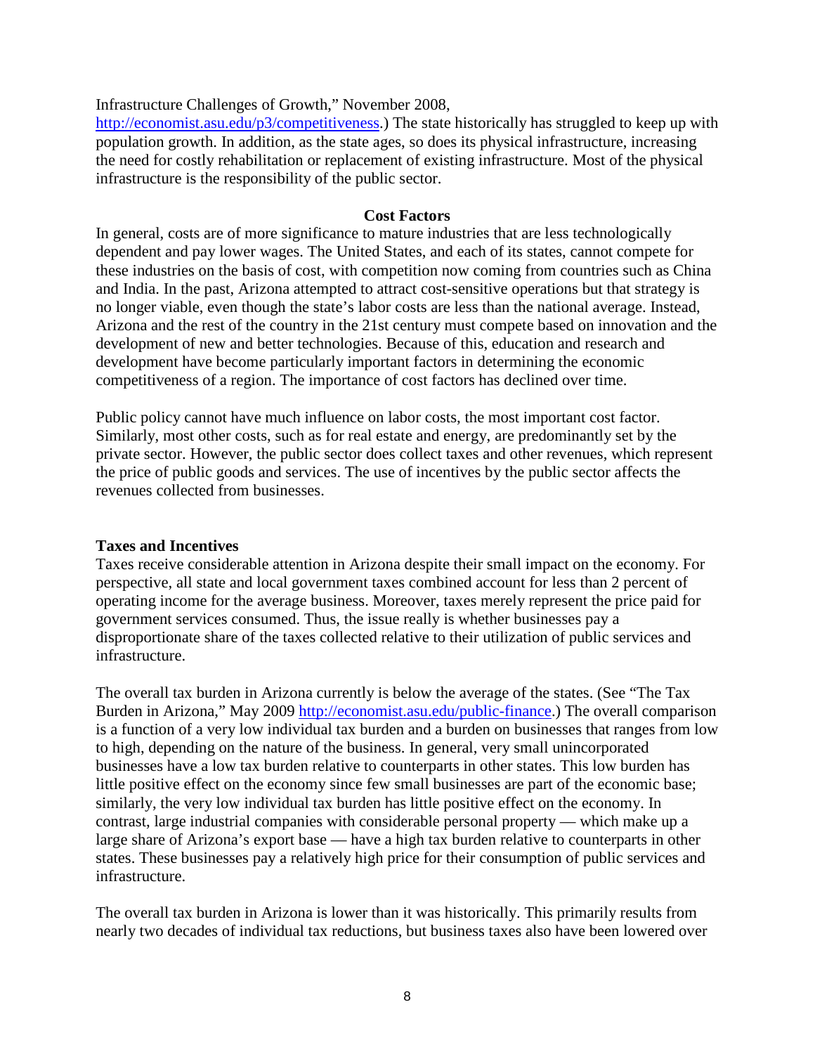Infrastructure Challenges of Growth," November 2008, http://economist.asu.edu/p3/competitiveness.) The state historically has struggled to keep up with population growth. In addition, as the state ages, so does its physical infrastructure, increasing the need for costly rehabilitation or replacement of existing infrastructure. Most of the physical infrastructure is the responsibility of the public sector.

## Cost Factors

In general, costs are of more significance to mature industries that are less technologically dependent and pay lower wages. The United States, and each of its states, cannot compete for these industries on the basis of cost, with competition now coming from countries such as China and India. In the past, Arizona attempted to attract cost-sensitive operations but that strategy is no longer viable, even though the state's labor costs are less than the national average. Instead, Arizona and the rest of the country in the 21st century must compete based on innovation and the development of new and better technologies. Because of this, education and research and development have become particularly important factors in determining the economic competitiveness of a region. The importance of cost factors has declined over time.

Public policy cannot have much influence on labor costs, the most important cost factor. Similarly, most other costs, such as for real estate and energy, are predominantly set by the private sector. However, the public sector does collect taxes and other revenues, which represent the price of public goods and services. The use of incentives by the public sector affects the revenues collected from businesses.

### Taxes and Incentives

Taxes receive considerable attention in Arizona despite their small impact on the economy. For perspective, all state and local government taxes combined account for less than 2 percent of operating income for the average business. Moreover, taxes merely represent the price paid for government services consumed. Thus, the issue really is whether businesses pay a disproportionate share of the taxes collected relative to their utilization of public services and infrastructure.

The overall tax burden in Arizona currently is below the average of the states. (See "The Tax Burden in Arizona," May 2009 http://economist.asu.edu/public-finance.) The overall comparison is a function of a very low individual tax burden and a burden on businesses that ranges from low to high, depending on the nature of the business. In general, very small unincorporated businesses have a low tax burden relative to counterparts in other states. This low burden has little positive effect on the economy since few small businesses are part of the economic base; similarly, the very low individual tax burden has little positive effect on the economy. In contrast, large industrial companies with considerable personal property — which make up a large share of Arizona's export base — have a high tax burden relative to counterparts in other states. These businesses pay a relatively high price for their consumption of public services and infrastructure.

The overall tax burden in Arizona is lower than it was historically. This primarily results from nearly two decades of individual tax reductions, but business taxes also have been lowered over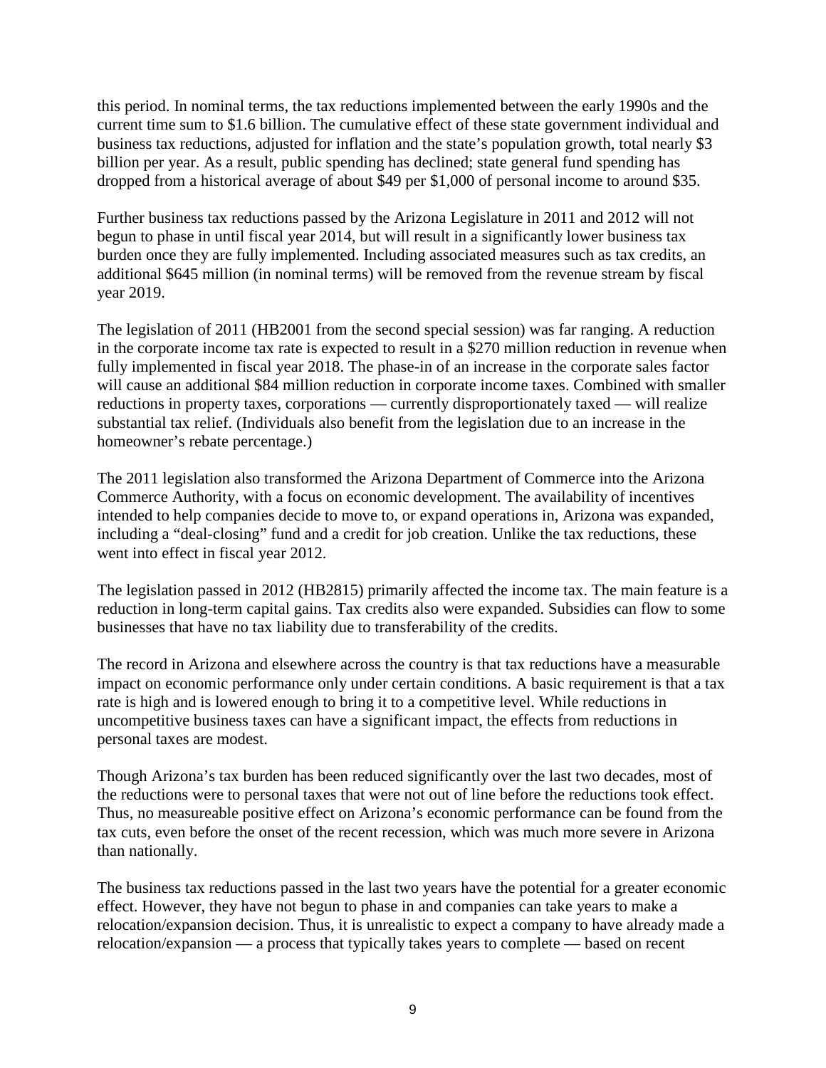this period. In nominal terms, the tax reductions implemented between the early 1990s and the current time sum to $1.6 billion. The cumulative effect of these state government individual and business tax reductions, adjusted for inflation and the state's population growth, total nearly $3 billion per year. As a result, public spending has declined; state general fund spending has dropped from a historical average of about $49 per $1,000 of personal income to around $35.

Further business tax reductions passed by the Arizona Legislature in 2011 and 2012 will not begun to phase in until fiscal year 2014, but will result in a significantly lower business tax burden once they are fully implemented. Including associated measures such as tax credits, an additional $645 million (in nominal terms) will be removed from the revenue stream by fiscal year 2019.

The legislation of 2011 (HB2001 from the second special session) was far ranging. A reduction in the corporate income tax rate is expected to result in a $270 million reduction in revenue when fully implemented in fiscal year 2018. The phase-in of an increase in the corporate sales factor will cause an additional $84 million reduction in corporate income taxes. Combined with smaller reductions in property taxes, corporations — currently disproportionately taxed — will realize substantial tax relief. (Individuals also benefit from the legislation due to an increase in the homeowner's rebate percentage.)

The 2011 legislation also transformed the Arizona Department of Commerce into the Arizona Commerce Authority, with a focus on economic development. The availability of incentives intended to help companies decide to move to, or expand operations in, Arizona was expanded, including a "deal-closing" fund and a credit for job creation. Unlike the tax reductions, these went into effect in fiscal year 2012.

The legislation passed in 2012 (HB2815) primarily affected the income tax. The main feature is a reduction in long-term capital gains. Tax credits also were expanded. Subsidies can flow to some businesses that have no tax liability due to transferability of the credits.

The record in Arizona and elsewhere across the country is that tax reductions have a measurable impact on economic performance only under certain conditions. A basic requirement is that a tax rate is high and is lowered enough to bring it to a competitive level. While reductions in uncompetitive business taxes can have a significant impact, the effects from reductions in personal taxes are modest.

Though Arizona's tax burden has been reduced significantly over the last two decades, most of the reductions were to personal taxes that were not out of line before the reductions took effect. Thus, no measureable positive effect on Arizona's economic performance can be found from the tax cuts, even before the onset of the recent recession, which was much more severe in Arizona than nationally.

The business tax reductions passed in the last two years have the potential for a greater economic effect. However, they have not begun to phase in and companies can take years to make a relocation/expansion decision. Thus, it is unrealistic to expect a company to have already made a relocation/expansion — a process that typically takes years to complete — based on recent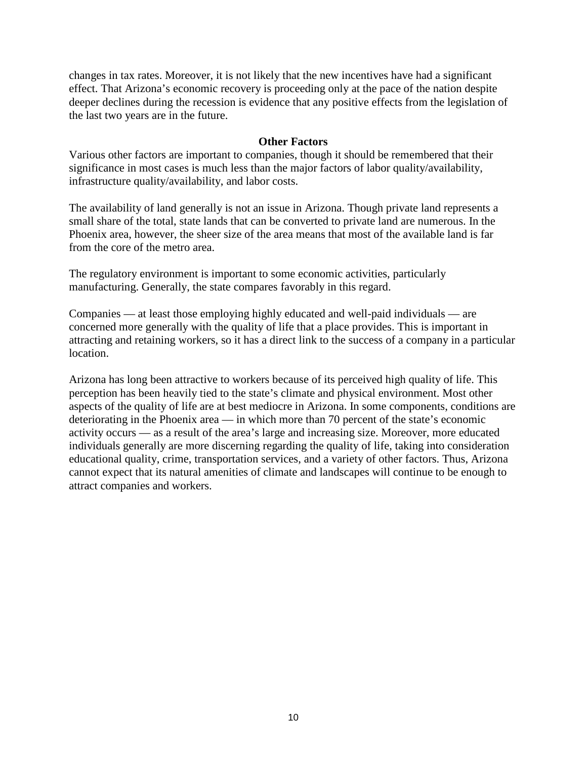changes in tax rates. Moreover, it is not likely that the new incentives have had a significant effect. That Arizona's economic recovery is proceeding only at the pace of the nation despite deeper declines during the recession is evidence that any positive effects from the legislation of the last two years are in the future.

## Other Factors

Various other factors are important to companies, though it should be remembered that their significance in most cases is much less than the major factors of labor quality/availability, infrastructure quality/availability, and labor costs.

The availability of land generally is not an issue in Arizona. Though private land represents a small share of the total, state lands that can be converted to private land are numerous. In the Phoenix area, however, the sheer size of the area means that most of the available land is far from the core of the metro area.

The regulatory environment is important to some economic activities, particularly manufacturing. Generally, the state compares favorably in this regard.

Companies — at least those employing highly educated and well-paid individuals — are concerned more generally with the quality of life that a place provides. This is important in attracting and retaining workers, so it has a direct link to the success of a company in a particular location.

Arizona has long been attractive to workers because of its perceived high quality of life. This perception has been heavily tied to the state's climate and physical environment. Most other aspects of the quality of life are at best mediocre in Arizona. In some components, conditions are deteriorating in the Phoenix area — in which more than 70 percent of the state's economic activity occurs — as a result of the area's large and increasing size. Moreover, more educated individuals generally are more discerning regarding the quality of life, taking into consideration educational quality, crime, transportation services, and a variety of other factors. Thus, Arizona cannot expect that its natural amenities of climate and landscapes will continue to be enough to attract companies and workers.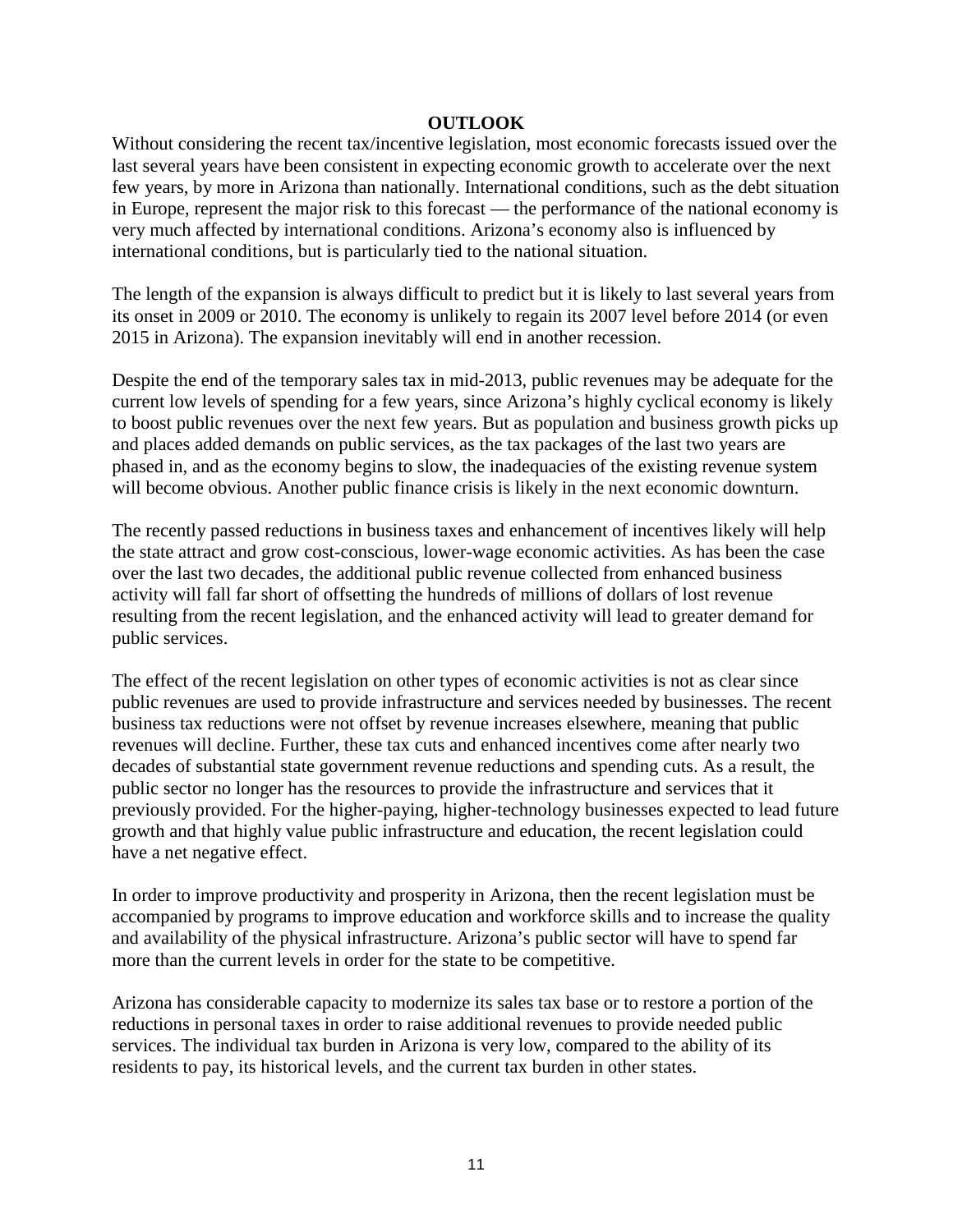## OUTLOOK

Without considering the recent tax/incentive legislation, most economic forecasts issued over the last several years have been consistent in expecting economic growth to accelerate over the next few years, by more in Arizona than nationally. International conditions, such as the debt situation in Europe, represent the major risk to this forecast — the performance of the national economy is very much affected by international conditions. Arizona's economy also is influenced by international conditions, but is particularly tied to the national situation.

The length of the expansion is always difficult to predict but it is likely to last several years from its onset in 2009 or 2010. The economy is unlikely to regain its 2007 level before 2014 (or even 2015 in Arizona). The expansion inevitably will end in another recession.

Despite the end of the temporary sales tax in mid-2013, public revenues may be adequate for the current low levels of spending for a few years, since Arizona's highly cyclical economy is likely to boost public revenues over the next few years. But as population and business growth picks up and places added demands on public services, as the tax packages of the last two years are phased in, and as the economy begins to slow, the inadequacies of the existing revenue system will become obvious. Another public finance crisis is likely in the next economic downturn.

The recently passed reductions in business taxes and enhancement of incentives likely will help the state attract and grow cost-conscious, lower-wage economic activities. As has been the case over the last two decades, the additional public revenue collected from enhanced business activity will fall far short of offsetting the hundreds of millions of dollars of lost revenue resulting from the recent legislation, and the enhanced activity will lead to greater demand for public services.

The effect of the recent legislation on other types of economic activities is not as clear since public revenues are used to provide infrastructure and services needed by businesses. The recent business tax reductions were not offset by revenue increases elsewhere, meaning that public revenues will decline. Further, these tax cuts and enhanced incentives come after nearly two decades of substantial state government revenue reductions and spending cuts. As a result, the public sector no longer has the resources to provide the infrastructure and services that it previously provided. For the higher-paying, higher-technology businesses expected to lead future growth and that highly value public infrastructure and education, the recent legislation could have a net negative effect.

In order to improve productivity and prosperity in Arizona, then the recent legislation must be accompanied by programs to improve education and workforce skills and to increase the quality and availability of the physical infrastructure. Arizona's public sector will have to spend far more than the current levels in order for the state to be competitive.

Arizona has considerable capacity to modernize its sales tax base or to restore a portion of the reductions in personal taxes in order to raise additional revenues to provide needed public services. The individual tax burden in Arizona is very low, compared to the ability of its residents to pay, its historical levels, and the current tax burden in other states.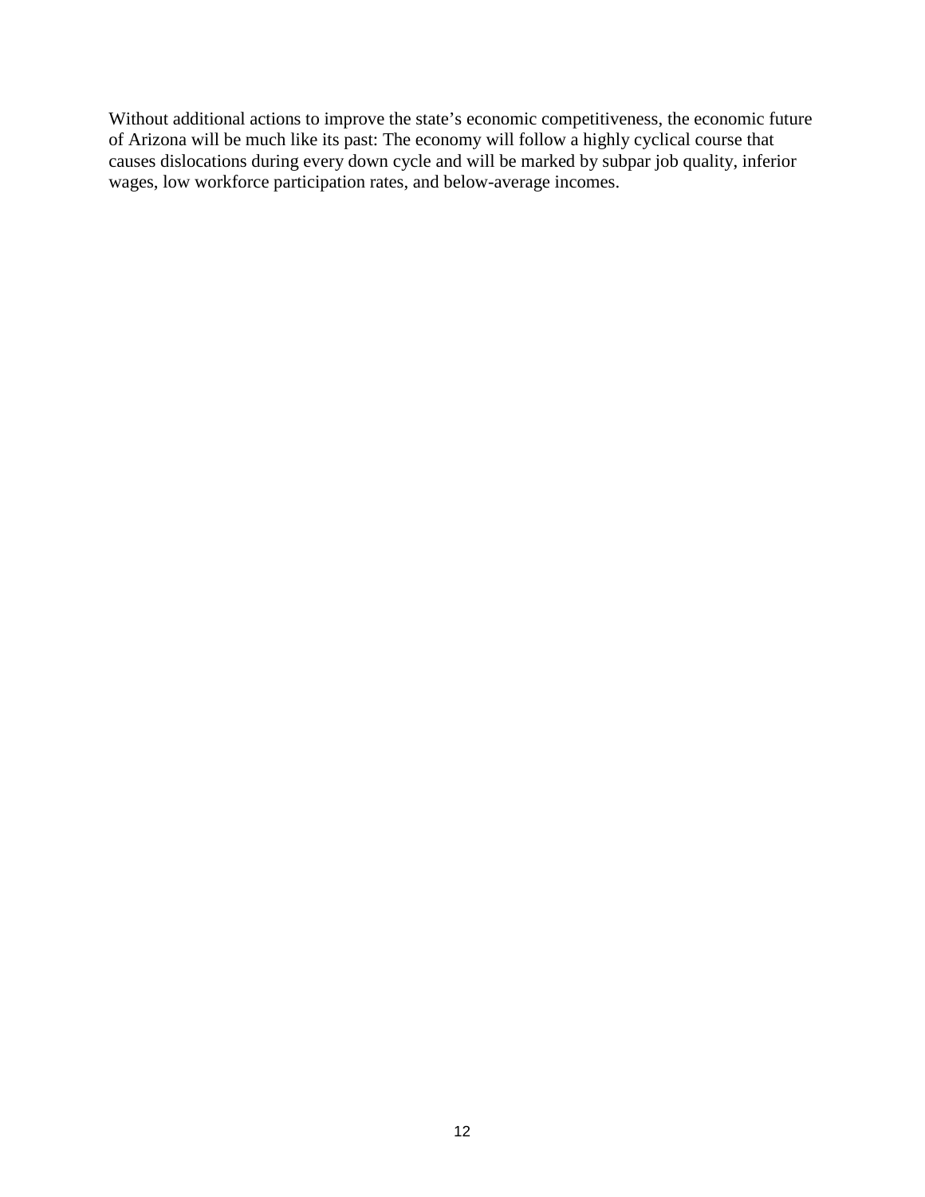Without additional actions to improve the state's economic competitiveness, the economic future of Arizona will be much like its past: The economy will follow a highly cyclical course that causes dislocations during every down cycle and will be marked by subpar job quality, inferior wages, low workforce participation rates, and below-average incomes.